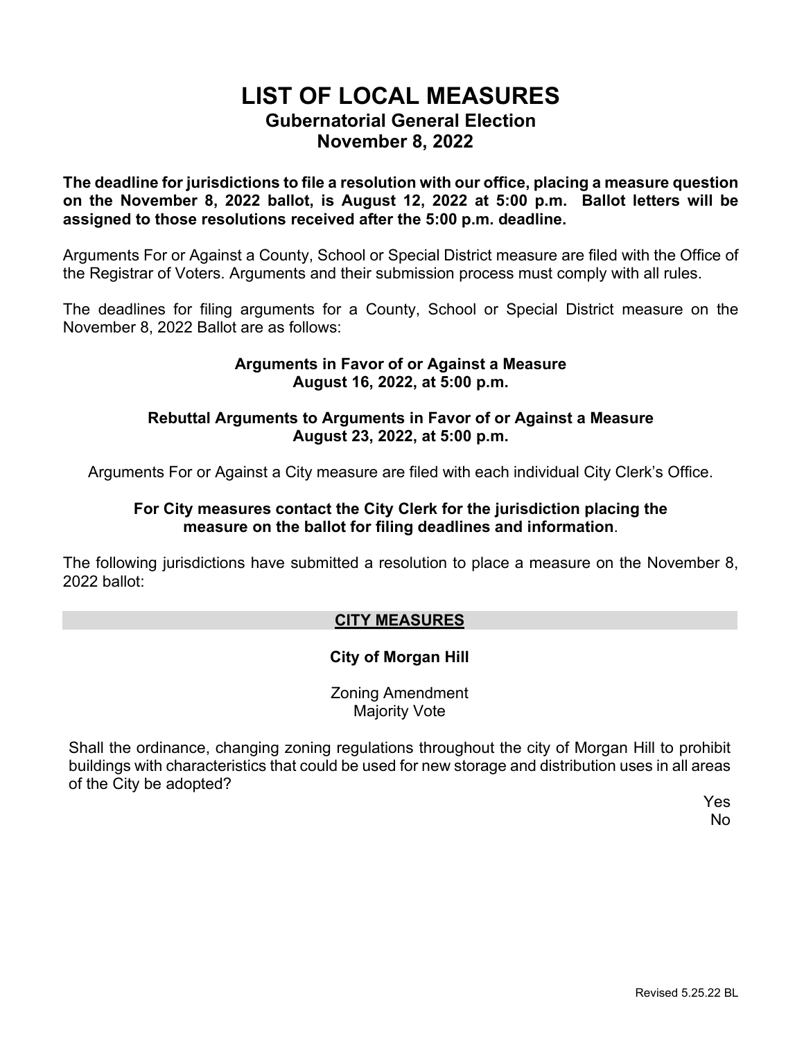# LIST OF LOCAL MEASURES

## Gubernatorial General Election
## November 8, 2022

**The deadline for jurisdictions to file a resolution with our office, placing a measure question on the November 8, 2022 ballot, is August 12, 2022 at 5:00 p.m. Ballot letters will be assigned to those resolutions received after the 5:00 p.m. deadline.**

Arguments For or Against a County, School or Special District measure are filed with the Office of the Registrar of Voters. Arguments and their submission process must comply with all rules.

The deadlines for filing arguments for a County, School or Special District measure on the November 8, 2022 Ballot are as follows:

**Arguments in Favor of or Against a Measure**
**August 16, 2022, at 5:00 p.m.**

**Rebuttal Arguments to Arguments in Favor of or Against a Measure**
**August 23, 2022, at 5:00 p.m.**

Arguments For or Against a City measure are filed with each individual City Clerk's Office.

**For City measures contact the City Clerk for the jurisdiction placing the measure on the ballot for filing deadlines and information**.

The following jurisdictions have submitted a resolution to place a measure on the November 8, 2022 ballot:

## CITY MEASURES

### City of Morgan Hill

Zoning Amendment
Majority Vote

Shall the ordinance, changing zoning regulations throughout the city of Morgan Hill to prohibit buildings with characteristics that could be used for new storage and distribution uses in all areas of the City be adopted?

Yes
No

Revised 5.25.22 BL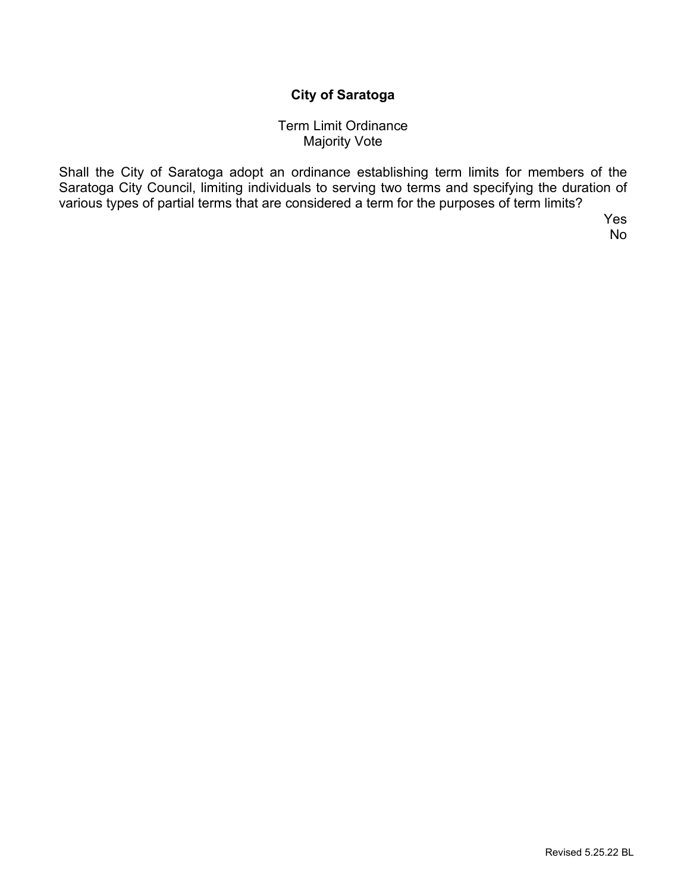## City of Saratoga

Term Limit Ordinance
Majority Vote

Shall the City of Saratoga adopt an ordinance establishing term limits for members of the Saratoga City Council, limiting individuals to serving two terms and specifying the duration of various types of partial terms that are considered a term for the purposes of term limits?

Yes
No

Revised 5.25.22 BL